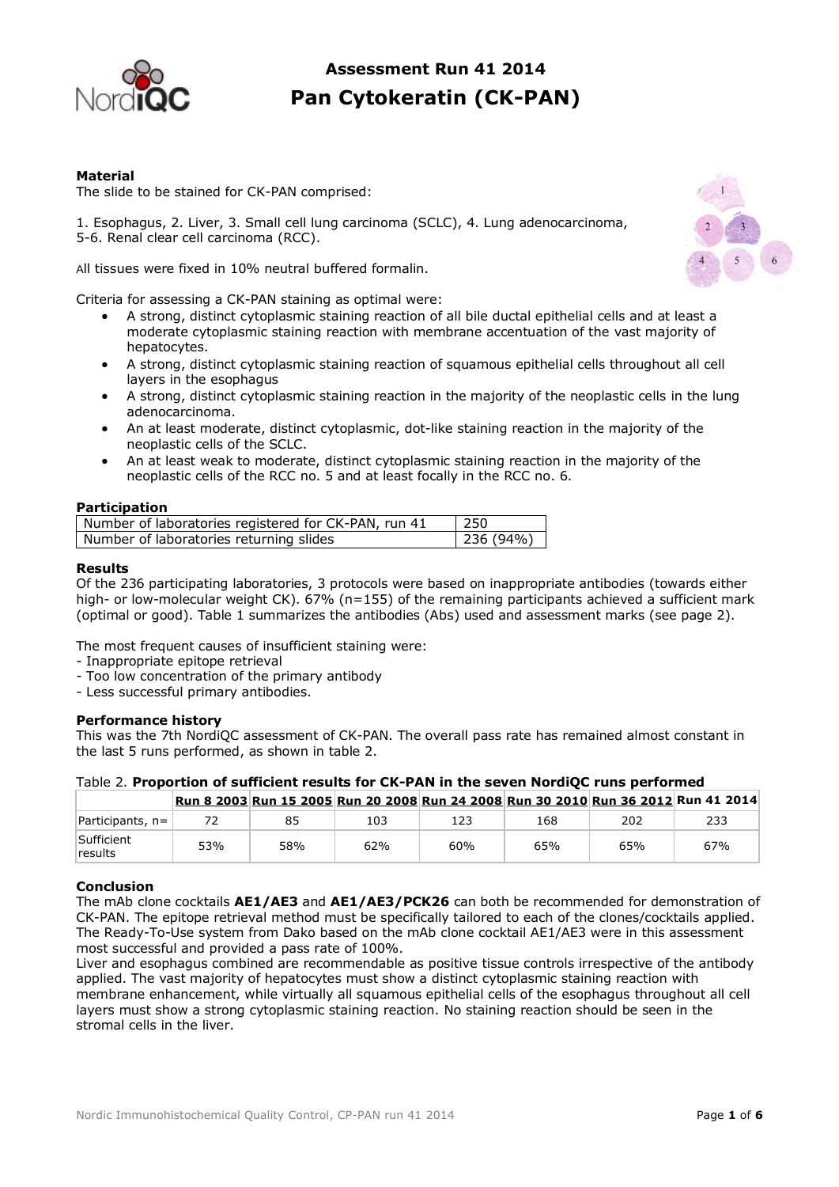# Assessment Run 41 2014

# Pan Cytokeratin (CK-PAN)

### Material

The slide to be stained for CK-PAN comprised:

1. Esophagus, 2. Liver, 3. Small cell lung carcinoma (SCLC), 4. Lung adenocarcinoma, 5-6. Renal clear cell carcinoma (RCC).

All tissues were fixed in 10% neutral buffered formalin.

Criteria for assessing a CK-PAN staining as optimal were:

- A strong, distinct cytoplasmic staining reaction of all bile ductal epithelial cells and at least a moderate cytoplasmic staining reaction with membrane accentuation of the vast majority of hepatocytes.
- A strong, distinct cytoplasmic staining reaction of squamous epithelial cells throughout all cell layers in the esophagus
- A strong, distinct cytoplasmic staining reaction in the majority of the neoplastic cells in the lung adenocarcinoma.
- An at least moderate, distinct cytoplasmic, dot-like staining reaction in the majority of the neoplastic cells of the SCLC.
- An at least weak to moderate, distinct cytoplasmic staining reaction in the majority of the neoplastic cells of the RCC no. 5 and at least focally in the RCC no. 6.

### Participation

| Number of laboratories registered for CK-PAN, run 41 | 250 |
|---|---|
| Number of laboratories returning slides | 236 (94%) |

### Results

Of the 236 participating laboratories, 3 protocols were based on inappropriate antibodies (towards either high- or low-molecular weight CK). 67% (n=155) of the remaining participants achieved a sufficient mark (optimal or good). Table 1 summarizes the antibodies (Abs) used and assessment marks (see page 2).

The most frequent causes of insufficient staining were:
- Inappropriate epitope retrieval
- Too low concentration of the primary antibody
- Less successful primary antibodies.

### Performance history

This was the 7th NordiQC assessment of CK-PAN. The overall pass rate has remained almost constant in the last 5 runs performed, as shown in table 2.

Table 2. **Proportion of sufficient results for CK-PAN in the seven NordiQC runs performed**

| | Run 8 2003 | Run 15 2005 | Run 20 2008 | Run 24 2008 | Run 30 2010 | Run 36 2012 | Run 41 2014 |
|---|---|---|---|---|---|---|---|
| Participants, n= | 72 | 85 | 103 | 123 | 168 | 202 | 233 |
| Sufficient results | 53% | 58% | 62% | 60% | 65% | 65% | 67% |

### Conclusion

The mAb clone cocktails **AE1/AE3** and **AE1/AE3/PCK26** can both be recommended for demonstration of CK-PAN. The epitope retrieval method must be specifically tailored to each of the clones/cocktails applied. The Ready-To-Use system from Dako based on the mAb clone cocktail AE1/AE3 were in this assessment most successful and provided a pass rate of 100%.
Liver and esophagus combined are recommendable as positive tissue controls irrespective of the antibody applied. The vast majority of hepatocytes must show a distinct cytoplasmic staining reaction with membrane enhancement, while virtually all squamous epithelial cells of the esophagus throughout all cell layers must show a strong cytoplasmic staining reaction. No staining reaction should be seen in the stromal cells in the liver.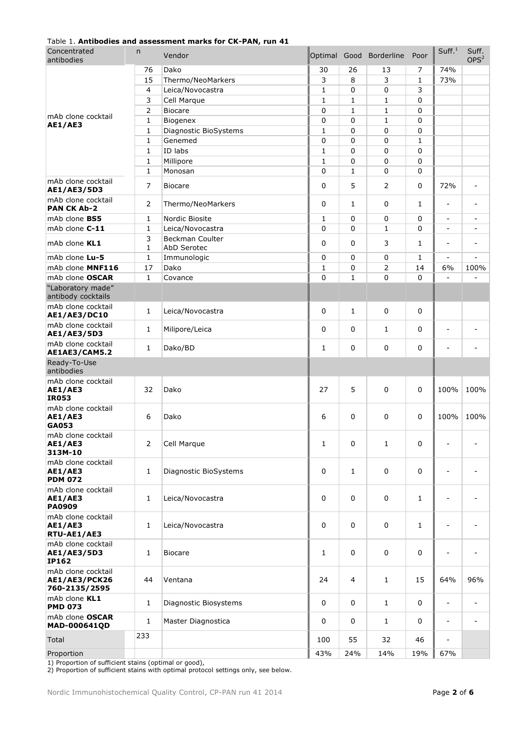Table 1. **Antibodies and assessment marks for CK-PAN, run 41**

| Concentrated antibodies | n | Vendor | Optimal | Good | Borderline | Poor | Suff.[1] | Suff. OPS[2] |
|---|---|---|---|---|---|---|---|---|
| mAb clone cocktail **AE1/AE3** | 76 | Dako | 30 | 26 | 13 | 7 | 74% | |
| | 15 | Thermo/NeoMarkers | 3 | 8 | 3 | 1 | 73% | |
| | 4 | Leica/Novocastra | 1 | 0 | 0 | 3 | | |
| | 3 | Cell Marque | 1 | 1 | 1 | 0 | | |
| | 2 | Biocare | 0 | 1 | 1 | 0 | | |
| | 1 | Biogenex | 0 | 0 | 1 | 0 | | |
| | 1 | Diagnostic BioSystems | 1 | 0 | 0 | 0 | | |
| | 1 | Genemed | 0 | 0 | 0 | 1 | | |
| | 1 | ID labs | 1 | 0 | 0 | 0 | | |
| | 1 | Millipore | 1 | 0 | 0 | 0 | | |
| | 1 | Monosan | 0 | 1 | 0 | 0 | | |
| mAb clone cocktail **AE1/AE3/5D3** | 7 | Biocare | 0 | 5 | 2 | 0 | 72% | - |
| mAb clone cocktail **PAN CK Ab-2** | 2 | Thermo/NeoMarkers | 0 | 1 | 0 | 1 | - | - |
| mAb clone **BS5** | 1 | Nordic Biosite | 1 | 0 | 0 | 0 | - | - |
| mAb clone **C-11** | 1 | Leica/Novocastra | 0 | 0 | 1 | 0 | - | - |
| mAb clone **KL1** | 3<br>1 | Beckman Coulter<br>AbD Serotec | 0 | 0 | 3 | 1 | - | - |
| mAb clone **Lu-5** | 1 | Immunologic | 0 | 0 | 0 | 1 | - | - |
| mAb clone **MNF116** | 17 | Dako | 1 | 0 | 2 | 14 | 6% | 100% |
| mAb clone **OSCAR** | 1 | Covance | 0 | 1 | 0 | 0 | - | - |
| "Laboratory made" antibody cocktails | | | | | | | | |
| mAb clone cocktail **AE1/AE3/DC10** | 1 | Leica/Novocastra | 0 | 1 | 0 | 0 | | |
| mAb clone cocktail **AE1/AE3/5D3** | 1 | Milipore/Leica | 0 | 0 | 1 | 0 | - | - |
| mAb clone cocktail **AE1AE3/CAM5.2** | 1 | Dako/BD | 1 | 0 | 0 | 0 | - | - |
| Ready-To-Use antibodies | | | | | | | | |
| mAb clone cocktail **AE1/AE3** **IR053** | 32 | Dako | 27 | 5 | 0 | 0 | 100% | 100% |
| mAb clone cocktail **AE1/AE3** **GA053** | 6 | Dako | 6 | 0 | 0 | 0 | 100% | 100% |
| mAb clone cocktail **AE1/AE3** **313M-10** | 2 | Cell Marque | 1 | 0 | 1 | 0 | - | - |
| mAb clone cocktail **AE1/AE3** **PDM 072** | 1 | Diagnostic BioSystems | 0 | 1 | 0 | 0 | - | - |
| mAb clone cocktail **AE1/AE3** **PA0909** | 1 | Leica/Novocastra | 0 | 0 | 0 | 1 | - | - |
| mAb clone cocktail **AE1/AE3** **RTU-AE1/AE3** | 1 | Leica/Novocastra | 0 | 0 | 0 | 1 | - | - |
| mAb clone cocktail **AE1/AE3/5D3** **IP162** | 1 | Biocare | 1 | 0 | 0 | 0 | - | - |
| mAb clone cocktail **AE1/AE3/PCK26** **760-2135/2595** | 44 | Ventana | 24 | 4 | 1 | 15 | 64% | 96% |
| mAb clone **KL1** **PMD 073** | 1 | Diagnostic Biosystems | 0 | 0 | 1 | 0 | - | - |
| mAb clone **OSCAR** **MAD-000641QD** | 1 | Master Diagnostica | 0 | 0 | 1 | 0 | - | - |
| Total | 233 | | 100 | 55 | 32 | 46 | - | |
| Proportion | | | 43% | 24% | 14% | 19% | 67% | |

1) Proportion of sufficient stains (optimal or good),
2) Proportion of sufficient stains with optimal protocol settings only, see below.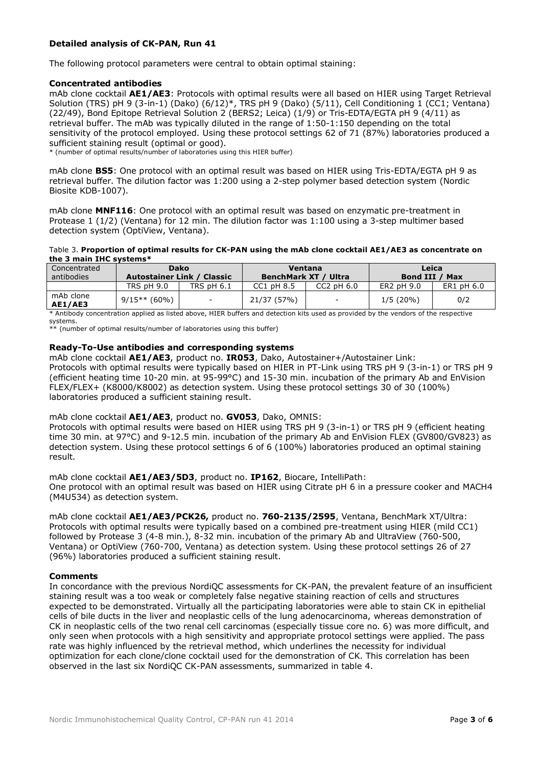### Detailed analysis of CK-PAN, Run 41

The following protocol parameters were central to obtain optimal staining:

#### Concentrated antibodies

mAb clone cocktail **AE1/AE3**: Protocols with optimal results were all based on HIER using Target Retrieval Solution (TRS) pH 9 (3-in-1) (Dako) (6/12)*, TRS pH 9 (Dako) (5/11), Cell Conditioning 1 (CC1; Ventana) (22/49), Bond Epitope Retrieval Solution 2 (BERS2; Leica) (1/9) or Tris-EDTA/EGTA pH 9 (4/11) as retrieval buffer. The mAb was typically diluted in the range of 1:50-1:150 depending on the total sensitivity of the protocol employed. Using these protocol settings 62 of 71 (87%) laboratories produced a sufficient staining result (optimal or good).
* (number of optimal results/number of laboratories using this HIER buffer)

mAb clone **BS5**: One protocol with an optimal result was based on HIER using Tris-EDTA/EGTA pH 9 as retrieval buffer. The dilution factor was 1:200 using a 2-step polymer based detection system (Nordic Biosite KDB-1007).

mAb clone **MNF116**: One protocol with an optimal result was based on enzymatic pre-treatment in Protease 1 (1/2) (Ventana) for 12 min. The dilution factor was 1:100 using a 3-step multimer based detection system (OptiView, Ventana).

Table 3. **Proportion of optimal results for CK-PAN using the mAb clone cocktail AE1/AE3 as concentrate on the 3 main IHC systems***

| Concentrated antibodies | Dako Autostainer Link / Classic | | Ventana BenchMark XT / Ultra | | Leica Bond III / Max | |
|---|---|---|---|---|---|---|
| | TRS pH 9.0 | TRS pH 6.1 | CC1 pH 8.5 | CC2 pH 6.0 | ER2 pH 9.0 | ER1 pH 6.0 |
| mAb clone **AE1/AE3** | 9/15** (60%) | - | 21/37 (57%) | - | 1/5 (20%) | 0/2 |

* Antibody concentration applied as listed above, HIER buffers and detection kits used as provided by the vendors of the respective systems.
** (number of optimal results/number of laboratories using this buffer)

#### Ready-To-Use antibodies and corresponding systems

mAb clone cocktail **AE1/AE3**, product no. **IR053**, Dako, Autostainer+/Autostainer Link:
Protocols with optimal results were typically based on HIER in PT-Link using TRS pH 9 (3-in-1) or TRS pH 9 (efficient heating time 10-20 min. at 95-99°C) and 15-30 min. incubation of the primary Ab and EnVision FLEX/FLEX+ (K8000/K8002) as detection system. Using these protocol settings 30 of 30 (100%) laboratories produced a sufficient staining result.

mAb clone cocktail **AE1/AE3**, product no. **GV053**, Dako, OMNIS:
Protocols with optimal results were based on HIER using TRS pH 9 (3-in-1) or TRS pH 9 (efficient heating time 30 min. at 97°C) and 9-12.5 min. incubation of the primary Ab and EnVision FLEX (GV800/GV823) as detection system. Using these protocol settings 6 of 6 (100%) laboratories produced an optimal staining result.

mAb clone cocktail **AE1/AE3/5D3**, product no. **IP162**, Biocare, IntelliPath:
One protocol with an optimal result was based on HIER using Citrate pH 6 in a pressure cooker and MACH4 (M4U534) as detection system.

mAb clone cocktail **AE1/AE3/PCK26,** product no. **760-2135/2595**, Ventana, BenchMark XT/Ultra:
Protocols with optimal results were typically based on a combined pre-treatment using HIER (mild CC1) followed by Protease 3 (4-8 min.), 8-32 min. incubation of the primary Ab and UltraView (760-500, Ventana) or OptiView (760-700, Ventana) as detection system. Using these protocol settings 26 of 27 (96%) laboratories produced a sufficient staining result.

#### Comments

In concordance with the previous NordiQC assessments for CK-PAN, the prevalent feature of an insufficient staining result was a too weak or completely false negative staining reaction of cells and structures expected to be demonstrated. Virtually all the participating laboratories were able to stain CK in epithelial cells of bile ducts in the liver and neoplastic cells of the lung adenocarcinoma, whereas demonstration of CK in neoplastic cells of the two renal cell carcinomas (especially tissue core no. 6) was more difficult, and only seen when protocols with a high sensitivity and appropriate protocol settings were applied. The pass rate was highly influenced by the retrieval method, which underlines the necessity for individual optimization for each clone/clone cocktail used for the demonstration of CK. This correlation has been observed in the last six NordiQC CK-PAN assessments, summarized in table 4.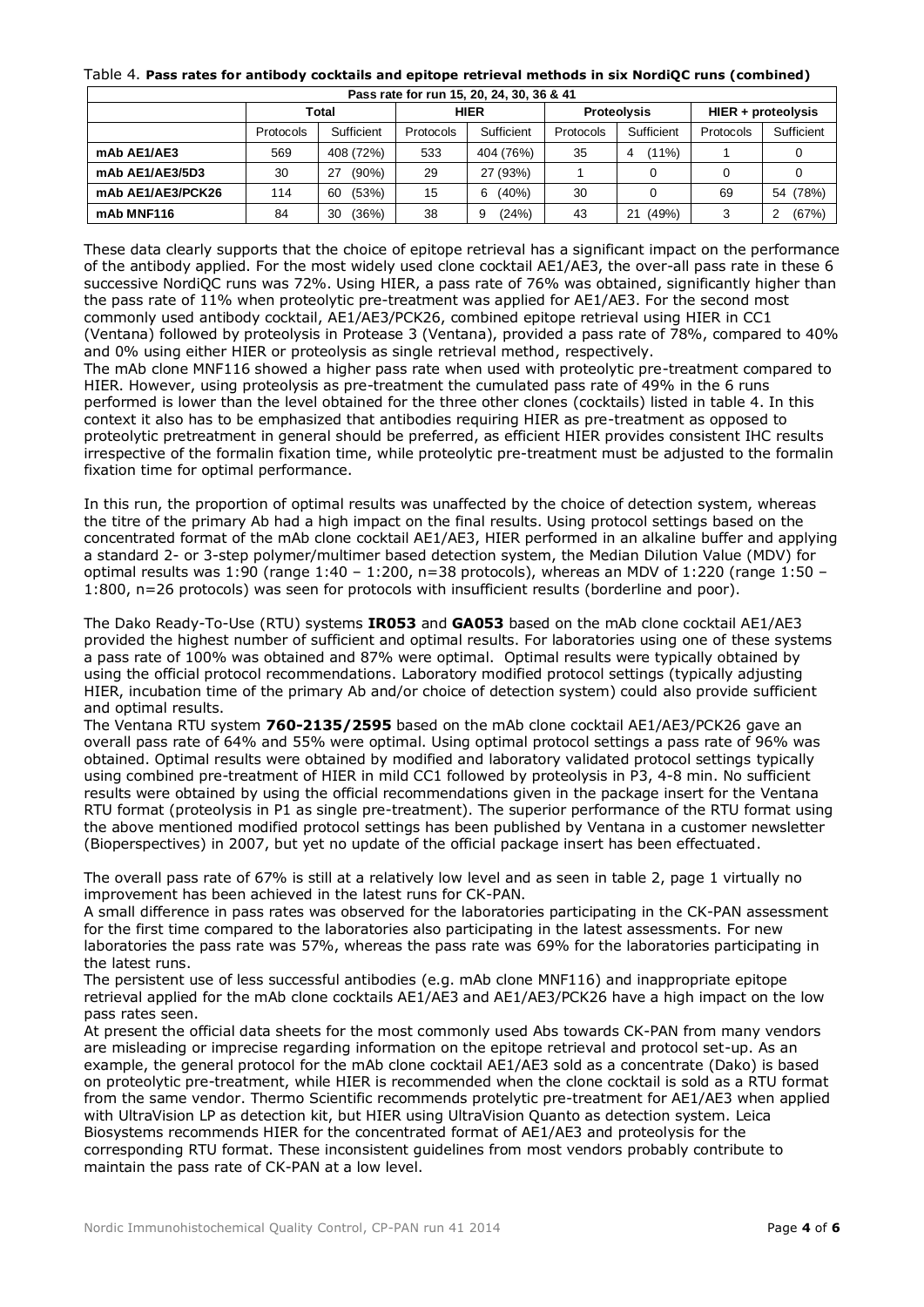Table 4. **Pass rates for antibody cocktails and epitope retrieval methods in six NordiQC runs (combined)**

| Pass rate for run 15, 20, 24, 30, 36 & 41 | | | | | | | | |
|---|---|---|---|---|---|---|---|---|
| | Total | | HIER | | Proteolysis | | HIER + proteolysis | |
| | Protocols | Sufficient | Protocols | Sufficient | Protocols | Sufficient | Protocols | Sufficient |
| **mAb AE1/AE3** | 569 | 408 (72%) | 533 | 404 (76%) | 35 | 4 (11%) | 1 | 0 |
| **mAb AE1/AE3/5D3** | 30 | 27 (90%) | 29 | 27 (93%) | 1 | 0 | 0 | 0 |
| **mAb AE1/AE3/PCK26** | 114 | 60 (53%) | 15 | 6 (40%) | 30 | 0 | 69 | 54 (78%) |
| **mAb MNF116** | 84 | 30 (36%) | 38 | 9 (24%) | 43 | 21 (49%) | 3 | 2 (67%) |

These data clearly supports that the choice of epitope retrieval has a significant impact on the performance of the antibody applied. For the most widely used clone cocktail AE1/AE3, the over-all pass rate in these 6 successive NordiQC runs was 72%. Using HIER, a pass rate of 76% was obtained, significantly higher than the pass rate of 11% when proteolytic pre-treatment was applied for AE1/AE3. For the second most commonly used antibody cocktail, AE1/AE3/PCK26, combined epitope retrieval using HIER in CC1 (Ventana) followed by proteolysis in Protease 3 (Ventana), provided a pass rate of 78%, compared to 40% and 0% using either HIER or proteolysis as single retrieval method, respectively.
The mAb clone MNF116 showed a higher pass rate when used with proteolytic pre-treatment compared to HIER. However, using proteolysis as pre-treatment the cumulated pass rate of 49% in the 6 runs performed is lower than the level obtained for the three other clones (cocktails) listed in table 4. In this context it also has to be emphasized that antibodies requiring HIER as pre-treatment as opposed to proteolytic pretreatment in general should be preferred, as efficient HIER provides consistent IHC results irrespective of the formalin fixation time, while proteolytic pre-treatment must be adjusted to the formalin fixation time for optimal performance.

In this run, the proportion of optimal results was unaffected by the choice of detection system, whereas the titre of the primary Ab had a high impact on the final results. Using protocol settings based on the concentrated format of the mAb clone cocktail AE1/AE3, HIER performed in an alkaline buffer and applying a standard 2- or 3-step polymer/multimer based detection system, the Median Dilution Value (MDV) for optimal results was 1:90 (range 1:40 – 1:200, n=38 protocols), whereas an MDV of 1:220 (range 1:50 – 1:800, n=26 protocols) was seen for protocols with insufficient results (borderline and poor).

The Dako Ready-To-Use (RTU) systems **IR053** and **GA053** based on the mAb clone cocktail AE1/AE3 provided the highest number of sufficient and optimal results. For laboratories using one of these systems a pass rate of 100% was obtained and 87% were optimal. Optimal results were typically obtained by using the official protocol recommendations. Laboratory modified protocol settings (typically adjusting HIER, incubation time of the primary Ab and/or choice of detection system) could also provide sufficient and optimal results.
The Ventana RTU system **760-2135/2595** based on the mAb clone cocktail AE1/AE3/PCK26 gave an overall pass rate of 64% and 55% were optimal. Using optimal protocol settings a pass rate of 96% was obtained. Optimal results were obtained by modified and laboratory validated protocol settings typically using combined pre-treatment of HIER in mild CC1 followed by proteolysis in P3, 4-8 min. No sufficient results were obtained by using the official recommendations given in the package insert for the Ventana RTU format (proteolysis in P1 as single pre-treatment). The superior performance of the RTU format using the above mentioned modified protocol settings has been published by Ventana in a customer newsletter (Bioperspectives) in 2007, but yet no update of the official package insert has been effectuated.

The overall pass rate of 67% is still at a relatively low level and as seen in table 2, page 1 virtually no improvement has been achieved in the latest runs for CK-PAN.
A small difference in pass rates was observed for the laboratories participating in the CK-PAN assessment for the first time compared to the laboratories also participating in the latest assessments. For new laboratories the pass rate was 57%, whereas the pass rate was 69% for the laboratories participating in the latest runs.
The persistent use of less successful antibodies (e.g. mAb clone MNF116) and inappropriate epitope retrieval applied for the mAb clone cocktails AE1/AE3 and AE1/AE3/PCK26 have a high impact on the low pass rates seen.
At present the official data sheets for the most commonly used Abs towards CK-PAN from many vendors are misleading or imprecise regarding information on the epitope retrieval and protocol set-up. As an example, the general protocol for the mAb clone cocktail AE1/AE3 sold as a concentrate (Dako) is based on proteolytic pre-treatment, while HIER is recommended when the clone cocktail is sold as a RTU format from the same vendor. Thermo Scientific recommends protelytic pre-treatment for AE1/AE3 when applied with UltraVision LP as detection kit, but HIER using UltraVision Quanto as detection system. Leica Biosystems recommends HIER for the concentrated format of AE1/AE3 and proteolysis for the corresponding RTU format. These inconsistent guidelines from most vendors probably contribute to maintain the pass rate of CK-PAN at a low level.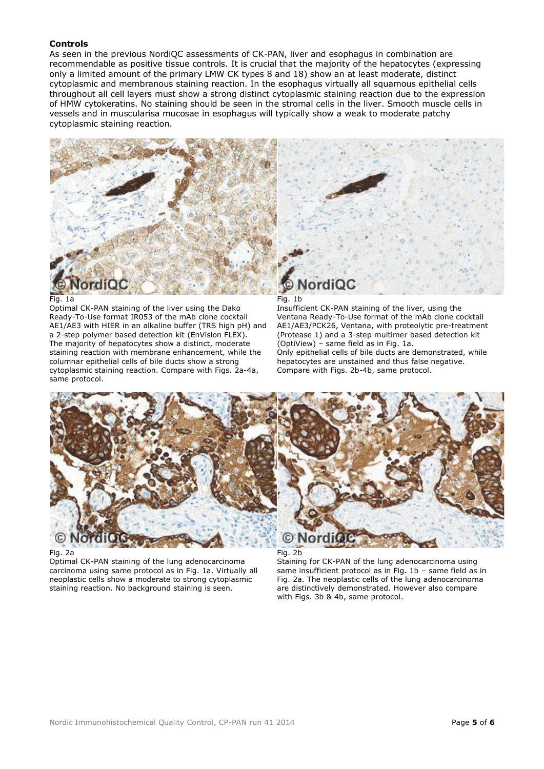**Controls**

As seen in the previous NordiQC assessments of CK-PAN, liver and esophagus in combination are recommendable as positive tissue controls. It is crucial that the majority of the hepatocytes (expressing only a limited amount of the primary LMW CK types 8 and 18) show an at least moderate, distinct cytoplasmic and membranous staining reaction. In the esophagus virtually all squamous epithelial cells throughout all cell layers must show a strong distinct cytoplasmic staining reaction due to the expression of HMW cytokeratins. No staining should be seen in the stromal cells in the liver. Smooth muscle cells in vessels and in muscularisa mucosae in esophagus will typically show a weak to moderate patchy cytoplasmic staining reaction.

Fig. 1a
Optimal CK-PAN staining of the liver using the Dako Ready-To-Use format IR053 of the mAb clone cocktail AE1/AE3 with HIER in an alkaline buffer (TRS high pH) and a 2-step polymer based detection kit (EnVision FLEX). The majority of hepatocytes show a distinct, moderate staining reaction with membrane enhancement, while the columnar epithelial cells of bile ducts show a strong cytoplasmic staining reaction. Compare with Figs. 2a-4a, same protocol.

Fig. 1b
Insufficient CK-PAN staining of the liver, using the Ventana Ready-To-Use format of the mAb clone cocktail AE1/AE3/PCK26, Ventana, with proteolytic pre-treatment (Protease 1) and a 3-step multimer based detection kit (OptiView) – same field as in Fig. 1a.
Only epithelial cells of bile ducts are demonstrated, while hepatocytes are unstained and thus false negative.
Compare with Figs. 2b-4b, same protocol.

Fig. 2a
Optimal CK-PAN staining of the lung adenocarcinoma carcinoma using same protocol as in Fig. 1a. Virtually all neoplastic cells show a moderate to strong cytoplasmic staining reaction. No background staining is seen.

Fig. 2b
Staining for CK-PAN of the lung adenocarcinoma using same insufficient protocol as in Fig. 1b – same field as in Fig. 2a. The neoplastic cells of the lung adenocarcinoma are distinctively demonstrated. However also compare with Figs. 3b & 4b, same protocol.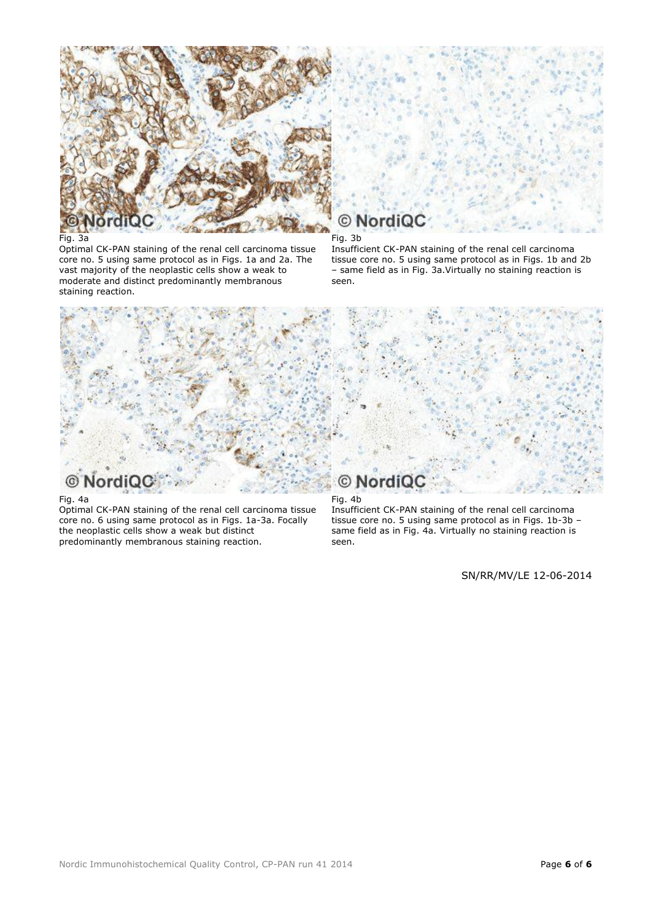Fig. 3a
Optimal CK-PAN staining of the renal cell carcinoma tissue core no. 5 using same protocol as in Figs. 1a and 2a. The vast majority of the neoplastic cells show a weak to moderate and distinct predominantly membranous staining reaction.

Fig. 3b
Insufficient CK-PAN staining of the renal cell carcinoma tissue core no. 5 using same protocol as in Figs. 1b and 2b – same field as in Fig. 3a.Virtually no staining reaction is seen.

Fig. 4a
Optimal CK-PAN staining of the renal cell carcinoma tissue core no. 6 using same protocol as in Figs. 1a-3a. Focally the neoplastic cells show a weak but distinct predominantly membranous staining reaction.

Fig. 4b
Insufficient CK-PAN staining of the renal cell carcinoma tissue core no. 5 using same protocol as in Figs. 1b-3b – same field as in Fig. 4a. Virtually no staining reaction is seen.

SN/RR/MV/LE 12-06-2014